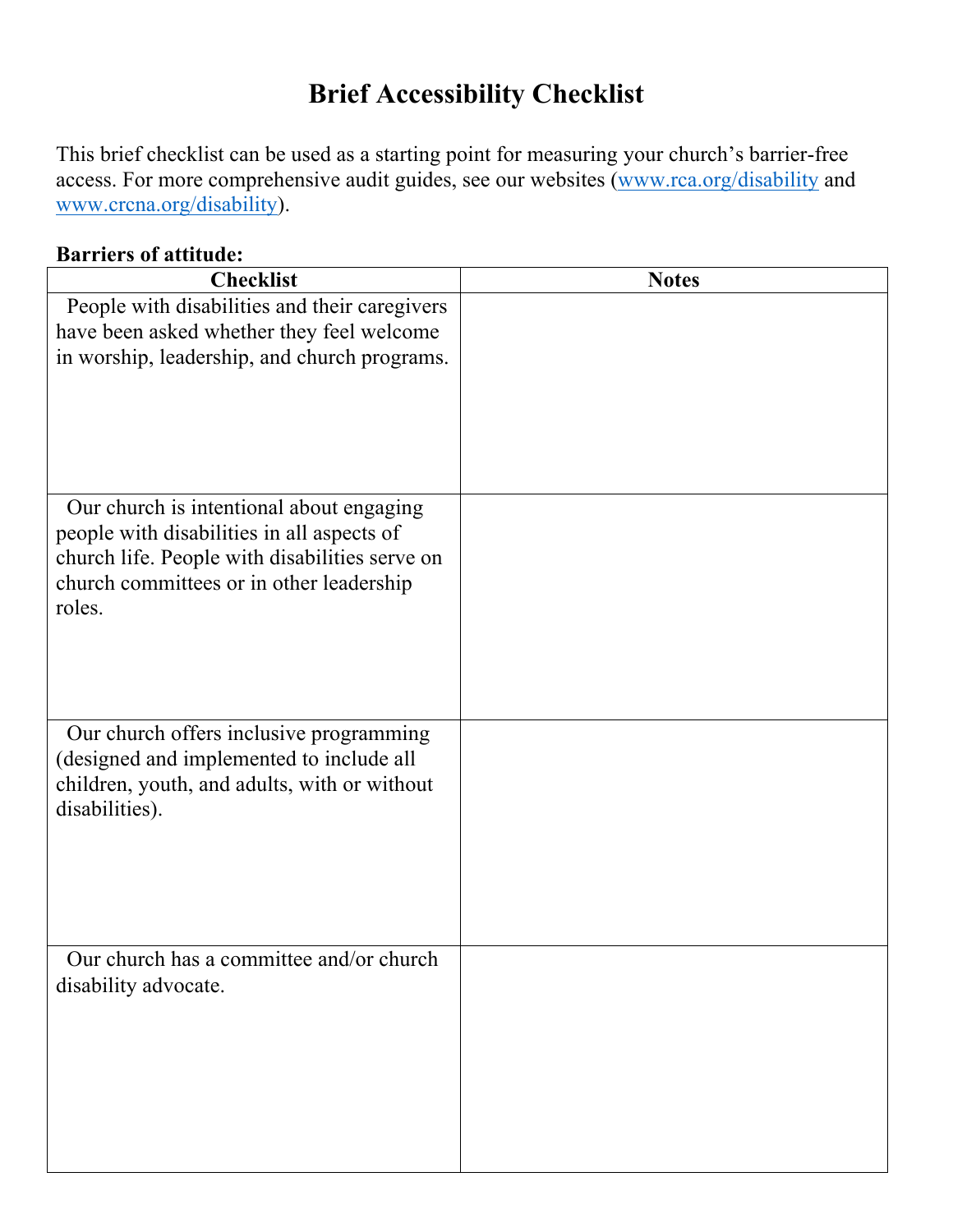# Brief Accessibility Checklist

This brief checklist can be used as a starting point for measuring your church's barrier-free access. For more comprehensive audit guides, see our websites (www.rca.org/disability and www.crcna.org/disability).

**Barriers of attitude:**

| Checklist | Notes |
|---|---|
| People with disabilities and their caregivers have been asked whether they feel welcome in worship, leadership, and church programs. | |
| Our church is intentional about engaging people with disabilities in all aspects of church life. People with disabilities serve on church committees or in other leadership roles. | |
| Our church offers inclusive programming (designed and implemented to include all children, youth, and adults, with or without disabilities). | |
| Our church has a committee and/or church disability advocate. | |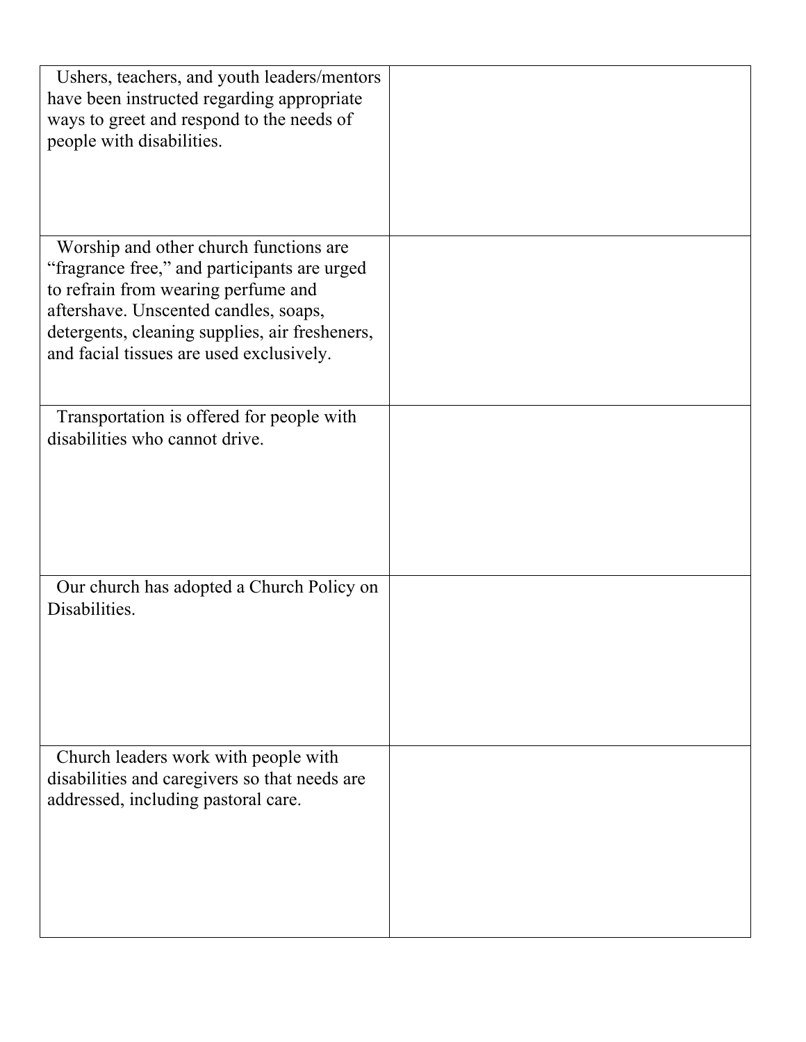| | |
|---|---|
| Ushers, teachers, and youth leaders/mentors have been instructed regarding appropriate ways to greet and respond to the needs of people with disabilities. | |
| Worship and other church functions are "fragrance free," and participants are urged to refrain from wearing perfume and aftershave. Unscented candles, soaps, detergents, cleaning supplies, air fresheners, and facial tissues are used exclusively. | |
| Transportation is offered for people with disabilities who cannot drive. | |
| Our church has adopted a Church Policy on Disabilities. | |
| Church leaders work with people with disabilities and caregivers so that needs are addressed, including pastoral care. | |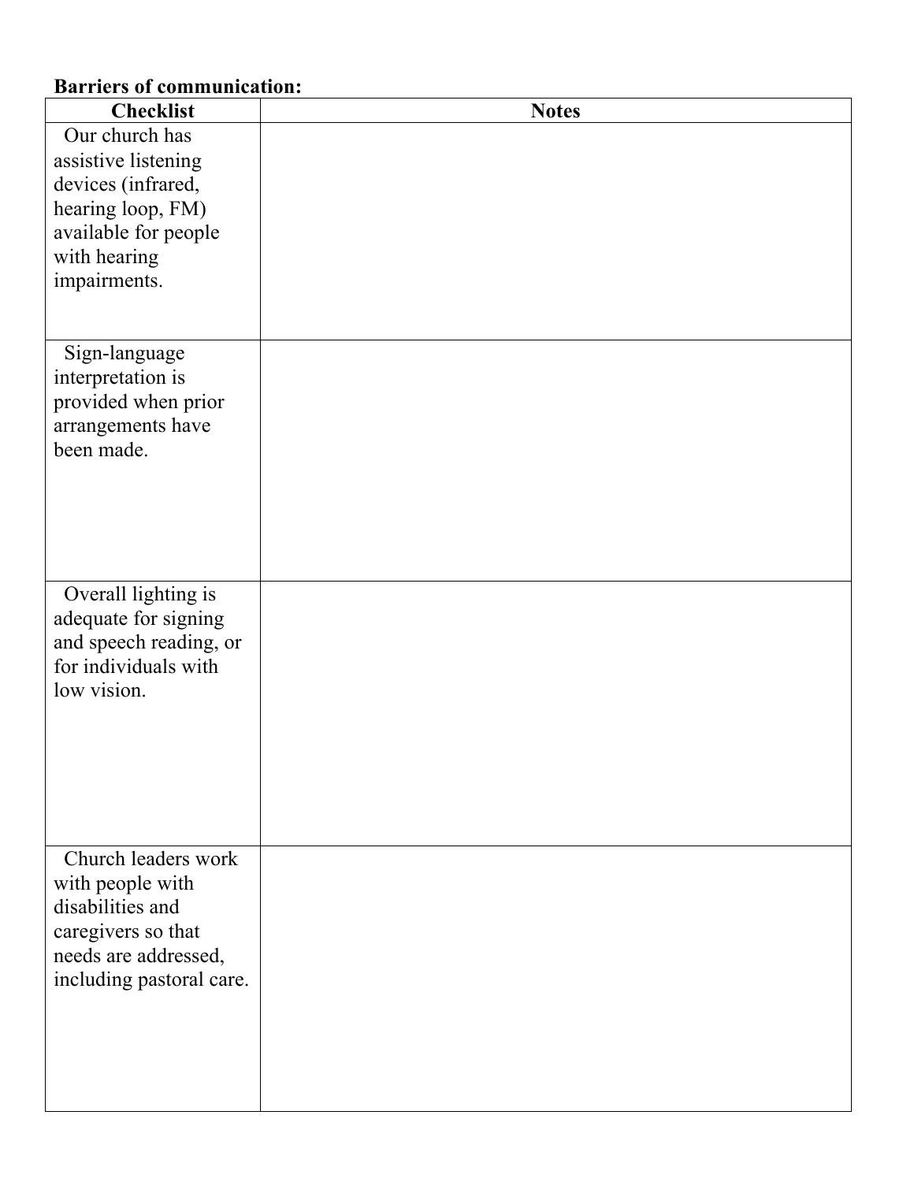**Barriers of communication:**

| Checklist | Notes |
| --- | --- |
| Our church has assistive listening devices (infrared, hearing loop, FM) available for people with hearing impairments. | |
| Sign-language interpretation is provided when prior arrangements have been made. | |
| Overall lighting is adequate for signing and speech reading, or for individuals with low vision. | |
| Church leaders work with people with disabilities and caregivers so that needs are addressed, including pastoral care. | |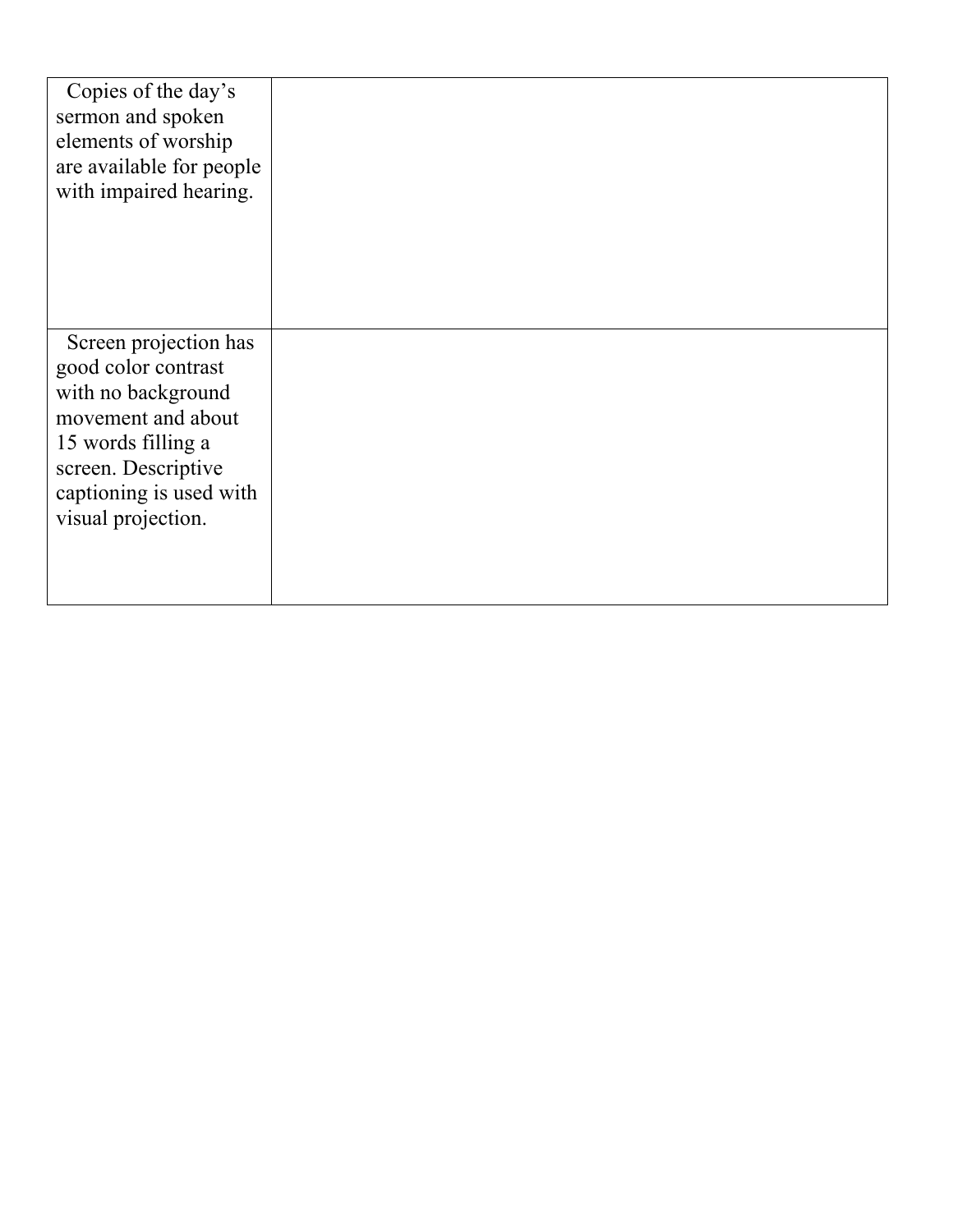| | |
|---|---|
| Copies of the day's sermon and spoken elements of worship are available for people with impaired hearing. | |
| Screen projection has good color contrast with no background movement and about 15 words filling a screen. Descriptive captioning is used with visual projection. | |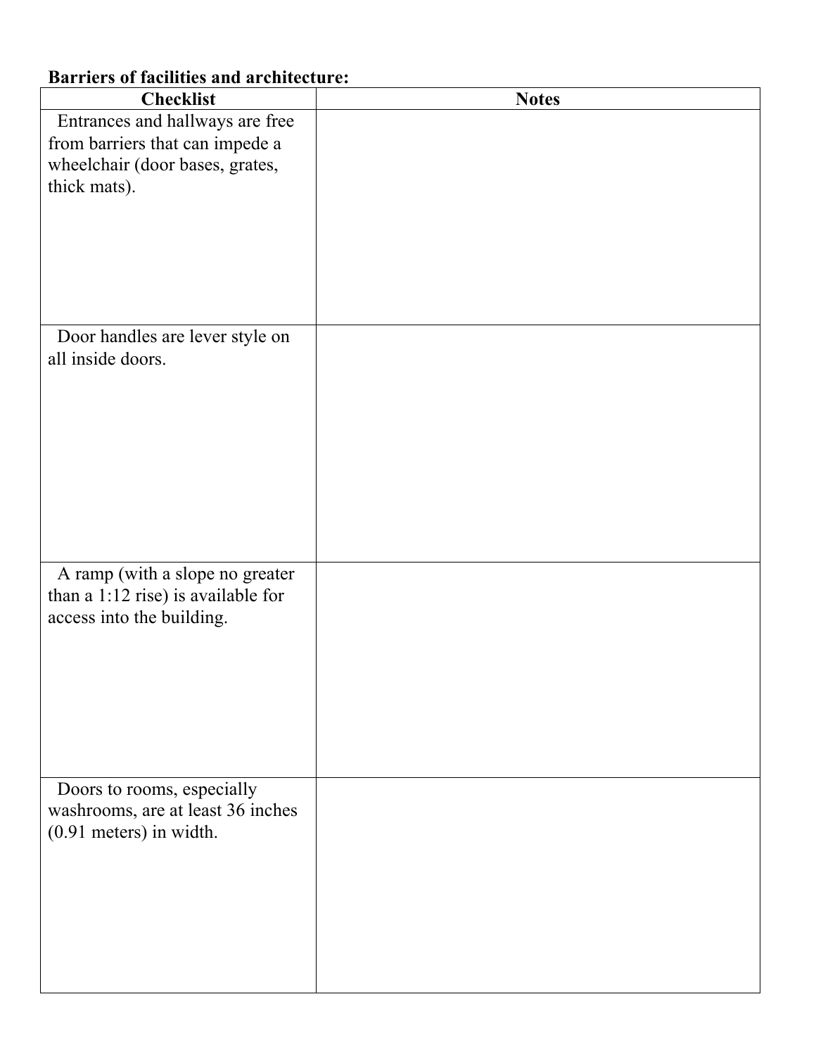**Barriers of facilities and architecture:**

| Checklist | Notes |
|---|---|
| Entrances and hallways are free from barriers that can impede a wheelchair (door bases, grates, thick mats). | |
| Door handles are lever style on all inside doors. | |
| A ramp (with a slope no greater than a 1:12 rise) is available for access into the building. | |
| Doors to rooms, especially washrooms, are at least 36 inches (0.91 meters) in width. | |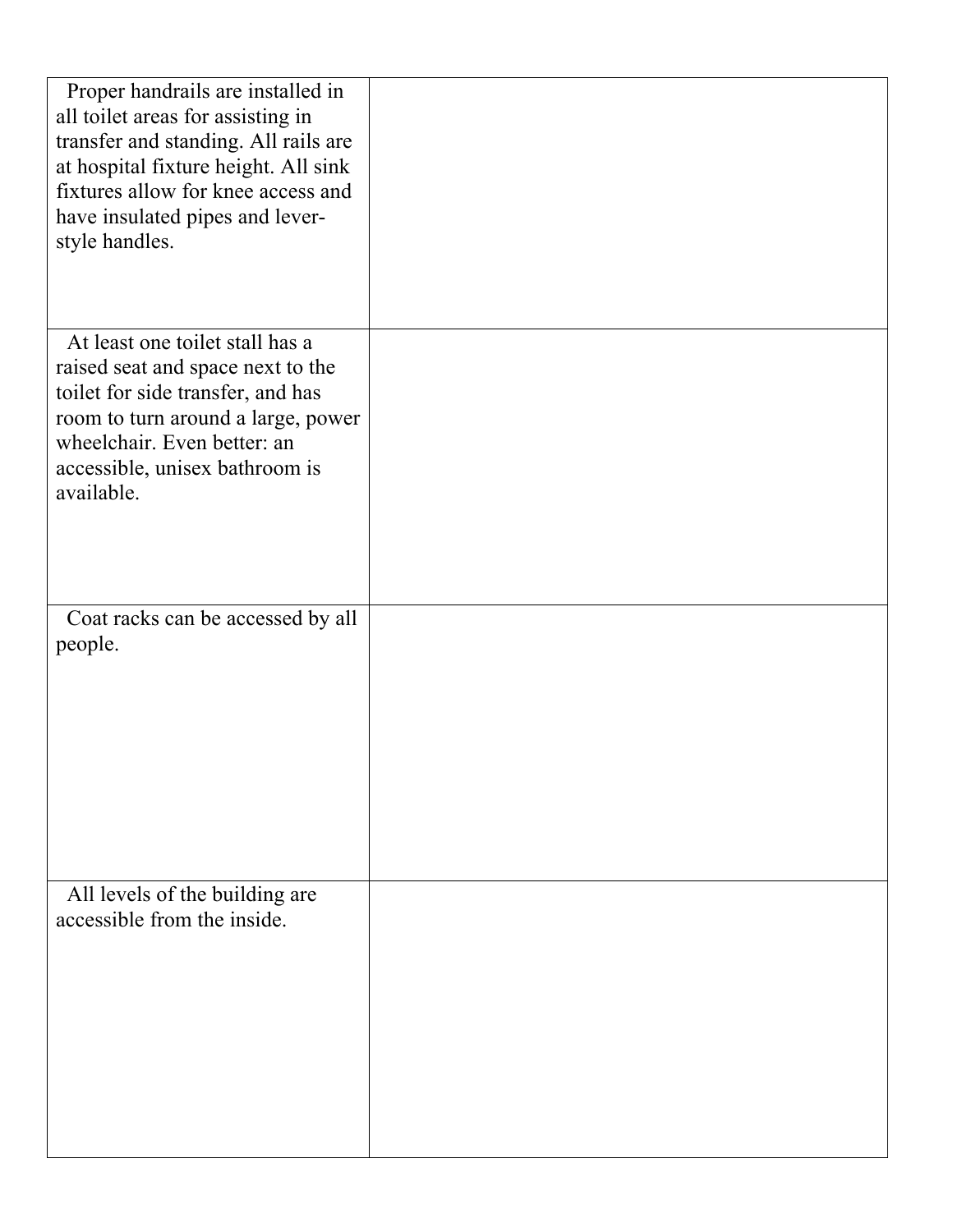|  |  |
|---|---|
| Proper handrails are installed in all toilet areas for assisting in transfer and standing. All rails are at hospital fixture height. All sink fixtures allow for knee access and have insulated pipes and lever-style handles. |  |
| At least one toilet stall has a raised seat and space next to the toilet for side transfer, and has room to turn around a large, power wheelchair. Even better: an accessible, unisex bathroom is available. |  |
| Coat racks can be accessed by all people. |  |
| All levels of the building are accessible from the inside. |  |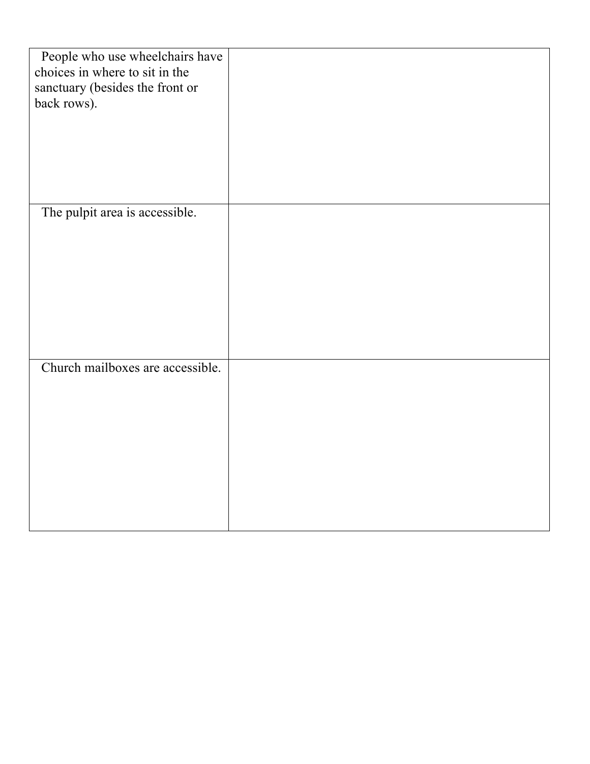| | |
|---|---|
| People who use wheelchairs have choices in where to sit in the sanctuary (besides the front or back rows). | |
| The pulpit area is accessible. | |
| Church mailboxes are accessible. | |